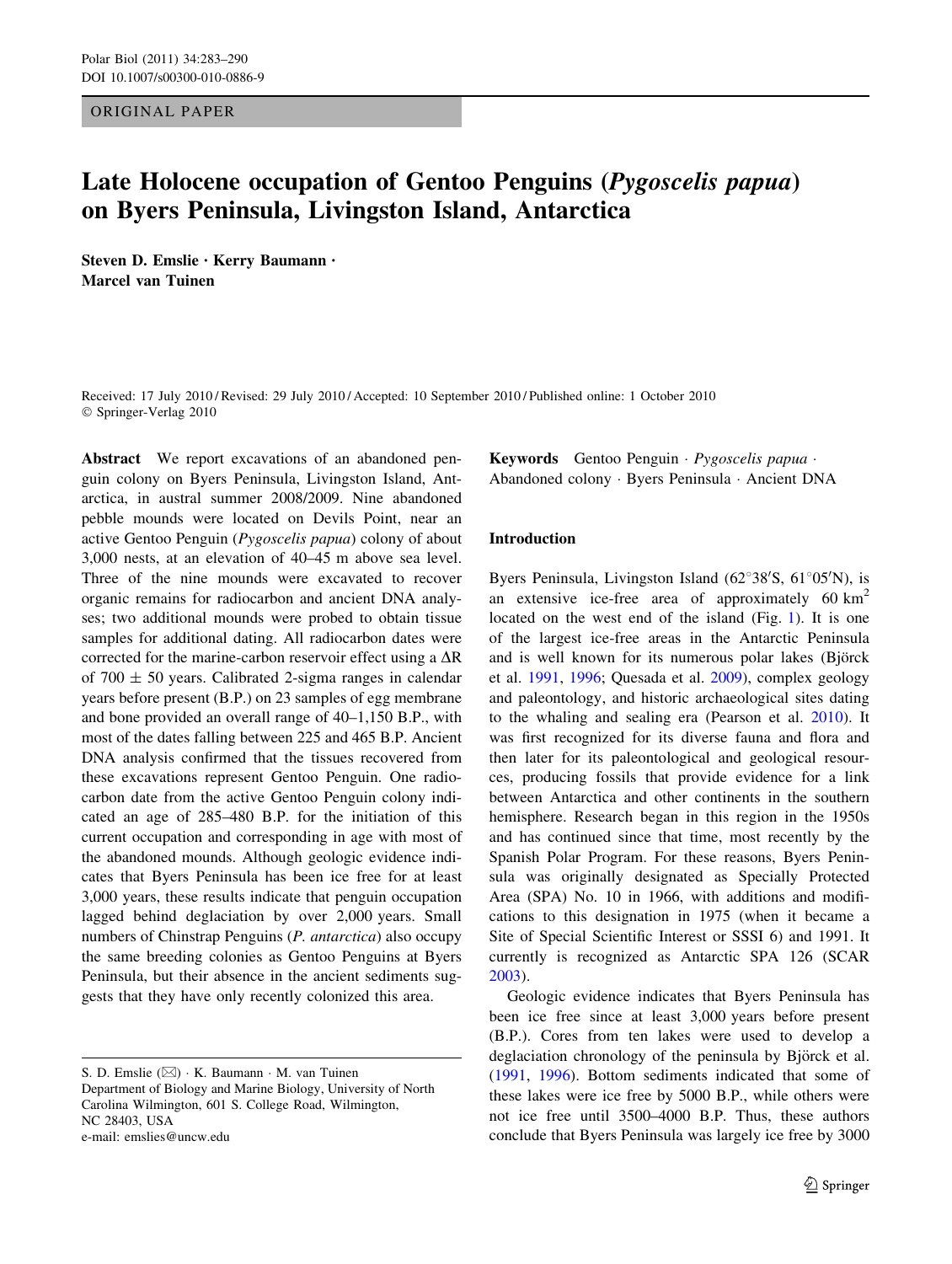ORIGINAL PAPER

# Late Holocene occupation of Gentoo Penguins (*Pygoscelis papua*) on Byers Peninsula, Livingston Island, Antarctica

**Steven D. Emslie · Kerry Baumann · Marcel van Tuinen**

Received: 17 July 2010 / Revised: 29 July 2010 / Accepted: 10 September 2010 / Published online: 1 October 2010
© Springer-Verlag 2010

**Abstract** We report excavations of an abandoned penguin colony on Byers Peninsula, Livingston Island, Antarctica, in austral summer 2008/2009. Nine abandoned pebble mounds were located on Devils Point, near an active Gentoo Penguin (*Pygoscelis papua*) colony of about 3,000 nests, at an elevation of 40–45 m above sea level. Three of the nine mounds were excavated to recover organic remains for radiocarbon and ancient DNA analyses; two additional mounds were probed to obtain tissue samples for additional dating. All radiocarbon dates were corrected for the marine-carbon reservoir effect using a $\Delta R$ of $700 \pm 50$ years. Calibrated 2-sigma ranges in calendar years before present (B.P.) on 23 samples of egg membrane and bone provided an overall range of 40–1,150 B.P., with most of the dates falling between 225 and 465 B.P. Ancient DNA analysis confirmed that the tissues recovered from these excavations represent Gentoo Penguin. One radiocarbon date from the active Gentoo Penguin colony indicated an age of 285–480 B.P. for the initiation of this current occupation and corresponding in age with most of the abandoned mounds. Although geologic evidence indicates that Byers Peninsula has been ice free for at least 3,000 years, these results indicate that penguin occupation lagged behind deglaciation by over 2,000 years. Small numbers of Chinstrap Penguins (*P. antarctica*) also occupy the same breeding colonies as Gentoo Penguins at Byers Peninsula, but their absence in the ancient sediments suggests that they have only recently colonized this area.

**Keywords** Gentoo Penguin · *Pygoscelis papua* · Abandoned colony · Byers Peninsula · Ancient DNA

S. D. Emslie (✉) · K. Baumann · M. van Tuinen
Department of Biology and Marine Biology, University of North Carolina Wilmington, 601 S. College Road, Wilmington, NC 28403, USA
e-mail: emslies@uncw.edu

## Introduction

Byers Peninsula, Livingston Island (62°38′S, 61°05′N), is an extensive ice-free area of approximately 60 $km^2$ located on the west end of the island (Fig. 1). It is one of the largest ice-free areas in the Antarctic Peninsula and is well known for its numerous polar lakes (Björck et al. 1991, 1996; Quesada et al. 2009), complex geology and paleontology, and historic archaeological sites dating to the whaling and sealing era (Pearson et al. 2010). It was first recognized for its diverse fauna and flora and then later for its paleontological and geological resources, producing fossils that provide evidence for a link between Antarctica and other continents in the southern hemisphere. Research began in this region in the 1950s and has continued since that time, most recently by the Spanish Polar Program. For these reasons, Byers Peninsula was originally designated as Specially Protected Area (SPA) No. 10 in 1966, with additions and modifications to this designation in 1975 (when it became a Site of Special Scientific Interest or SSSI 6) and 1991. It currently is recognized as Antarctic SPA 126 (SCAR 2003).

Geologic evidence indicates that Byers Peninsula has been ice free since at least 3,000 years before present (B.P.). Cores from ten lakes were used to develop a deglaciation chronology of the peninsula by Björck et al. (1991, 1996). Bottom sediments indicated that some of these lakes were ice free by 5000 B.P., while others were not ice free until 3500–4000 B.P. Thus, these authors conclude that Byers Peninsula was largely ice free by 3000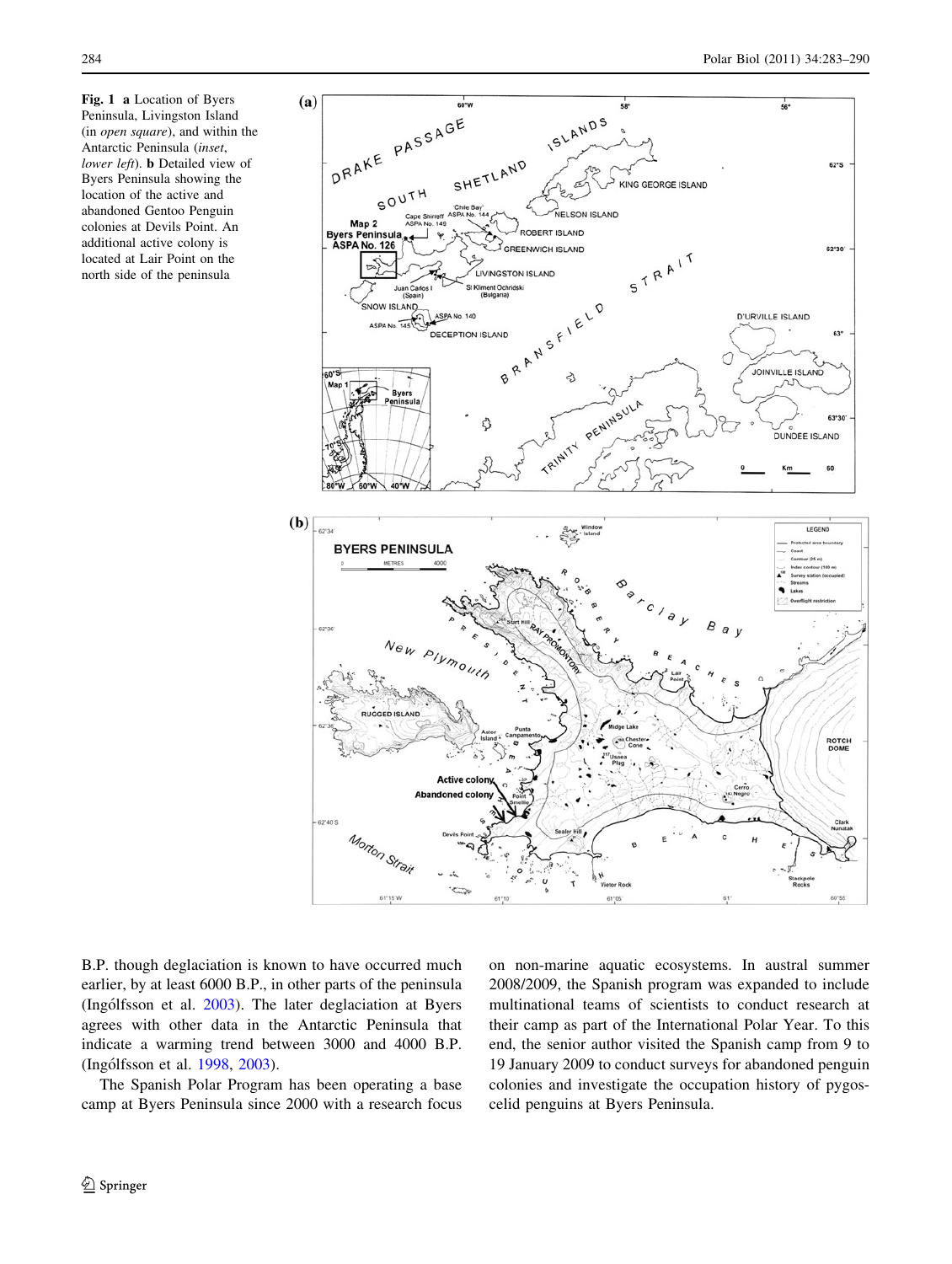**Fig. 1** **a** Location of Byers Peninsula, Livingston Island (in *open square*), and within the Antarctic Peninsula (*inset*, *lower left*). **b** Detailed view of Byers Peninsula showing the location of the active and abandoned Gentoo Penguin colonies at Devils Point. An additional active colony is located at Lair Point on the north side of the peninsula

B.P. though deglaciation is known to have occurred much earlier, by at least 6000 B.P., in other parts of the peninsula (Ingólfsson et al. 2003). The later deglaciation at Byers agrees with other data in the Antarctic Peninsula that indicate a warming trend between 3000 and 4000 B.P. (Ingólfsson et al. 1998, 2003).

The Spanish Polar Program has been operating a base camp at Byers Peninsula since 2000 with a research focus on non-marine aquatic ecosystems. In austral summer 2008/2009, the Spanish program was expanded to include multinational teams of scientists to conduct research at their camp as part of the International Polar Year. To this end, the senior author visited the Spanish camp from 9 to 19 January 2009 to conduct surveys for abandoned penguin colonies and investigate the occupation history of pygoscelid penguins at Byers Peninsula.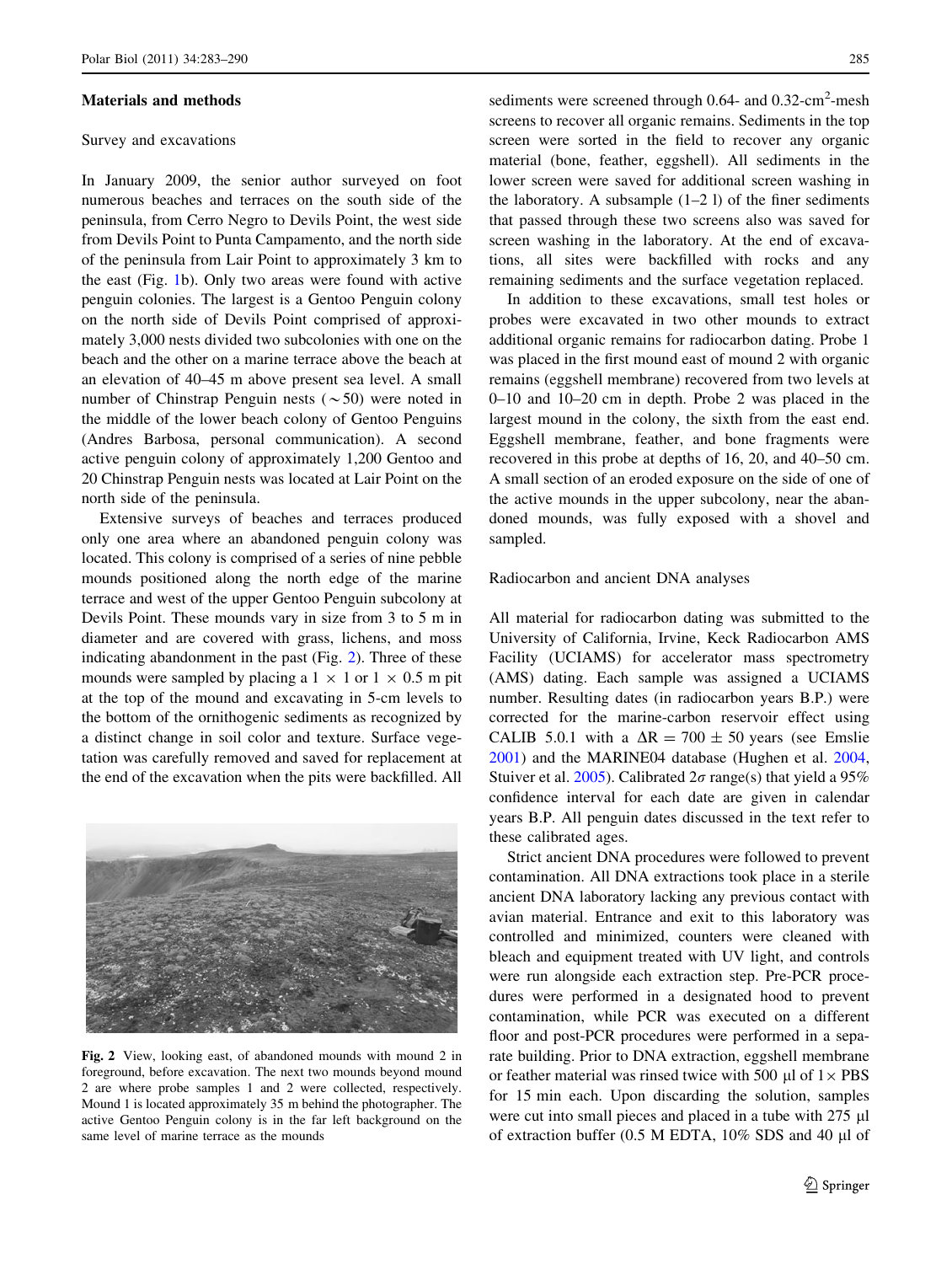## Materials and methods

### Survey and excavations

In January 2009, the senior author surveyed on foot numerous beaches and terraces on the south side of the peninsula, from Cerro Negro to Devils Point, the west side from Devils Point to Punta Campamento, and the north side of the peninsula from Lair Point to approximately 3 km to the east (Fig. 1b). Only two areas were found with active penguin colonies. The largest is a Gentoo Penguin colony on the north side of Devils Point comprised of approximately 3,000 nests divided two subcolonies with one on the beach and the other on a marine terrace above the beach at an elevation of 40–45 m above present sea level. A small number of Chinstrap Penguin nests (~50) were noted in the middle of the lower beach colony of Gentoo Penguins (Andres Barbosa, personal communication). A second active penguin colony of approximately 1,200 Gentoo and 20 Chinstrap Penguin nests was located at Lair Point on the north side of the peninsula.

Extensive surveys of beaches and terraces produced only one area where an abandoned penguin colony was located. This colony is comprised of a series of nine pebble mounds positioned along the north edge of the marine terrace and west of the upper Gentoo Penguin subcolony at Devils Point. These mounds vary in size from 3 to 5 m in diameter and are covered with grass, lichens, and moss indicating abandonment in the past (Fig. 2). Three of these mounds were sampled by placing a 1 × 1 or 1 × 0.5 m pit at the top of the mound and excavating in 5-cm levels to the bottom of the ornithogenic sediments as recognized by a distinct change in soil color and texture. Surface vegetation was carefully removed and saved for replacement at the end of the excavation when the pits were backfilled. All sediments were screened through 0.64- and 0.32-cm$^2$-mesh screens to recover all organic remains. Sediments in the top screen were sorted in the field to recover any organic material (bone, feather, eggshell). All sediments in the lower screen were saved for additional screen washing in the laboratory. A subsample (1–2 l) of the finer sediments that passed through these two screens also was saved for screen washing in the laboratory. At the end of excavations, all sites were backfilled with rocks and any remaining sediments and the surface vegetation replaced.

**Fig. 2** View, looking east, of abandoned mounds with mound 2 in foreground, before excavation. The next two mounds beyond mound 2 are where probe samples 1 and 2 were collected, respectively. Mound 1 is located approximately 35 m behind the photographer. The active Gentoo Penguin colony is in the far left background on the same level of marine terrace as the mounds

In addition to these excavations, small test holes or probes were excavated in two other mounds to extract additional organic remains for radiocarbon dating. Probe 1 was placed in the first mound east of mound 2 with organic remains (eggshell membrane) recovered from two levels at 0–10 and 10–20 cm in depth. Probe 2 was placed in the largest mound in the colony, the sixth from the east end. Eggshell membrane, feather, and bone fragments were recovered in this probe at depths of 16, 20, and 40–50 cm. A small section of an eroded exposure on the side of one of the active mounds in the upper subcolony, near the abandoned mounds, was fully exposed with a shovel and sampled.

### Radiocarbon and ancient DNA analyses

All material for radiocarbon dating was submitted to the University of California, Irvine, Keck Radiocarbon AMS Facility (UCIAMS) for accelerator mass spectrometry (AMS) dating. Each sample was assigned a UCIAMS number. Resulting dates (in radiocarbon years B.P.) were corrected for the marine-carbon reservoir effect using CALIB 5.0.1 with a $\Delta R = 700 \pm 50$ years (see Emslie 2001) and the MARINE04 database (Hughen et al. 2004, Stuiver et al. 2005). Calibrated $2\sigma$ range(s) that yield a 95% confidence interval for each date are given in calendar years B.P. All penguin dates discussed in the text refer to these calibrated ages.

Strict ancient DNA procedures were followed to prevent contamination. All DNA extractions took place in a sterile ancient DNA laboratory lacking any previous contact with avian material. Entrance and exit to this laboratory was controlled and minimized, counters were cleaned with bleach and equipment treated with UV light, and controls were run alongside each extraction step. Pre-PCR procedures were performed in a designated hood to prevent contamination, while PCR was executed on a different floor and post-PCR procedures were performed in a separate building. Prior to DNA extraction, eggshell membrane or feather material was rinsed twice with 500 µl of 1× PBS for 15 min each. Upon discarding the solution, samples were cut into small pieces and placed in a tube with 275 µl of extraction buffer (0.5 M EDTA, 10% SDS and 40 µl of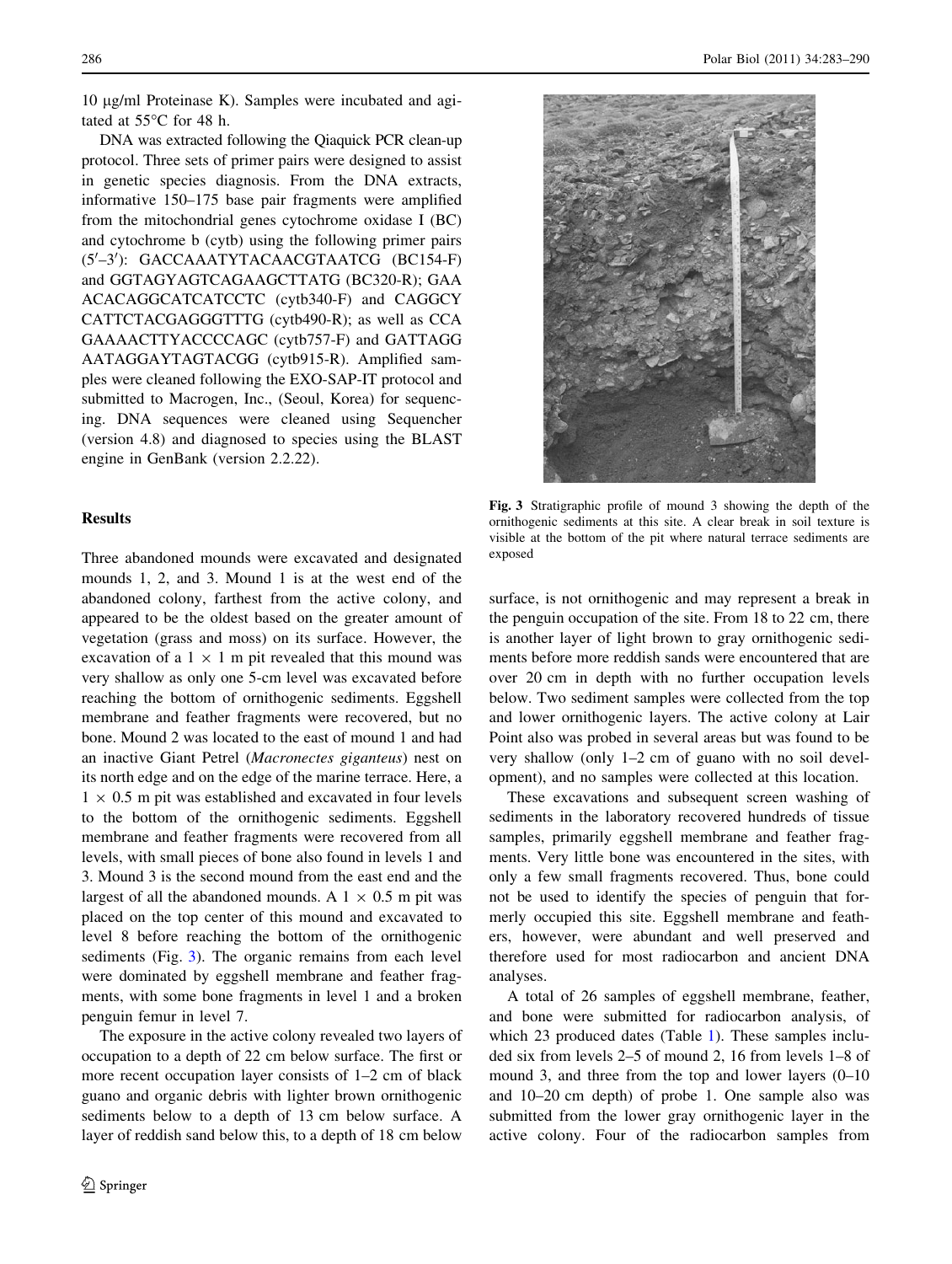10 μg/ml Proteinase K). Samples were incubated and agitated at 55°C for 48 h.

DNA was extracted following the Qiaquick PCR clean-up protocol. Three sets of primer pairs were designed to assist in genetic species diagnosis. From the DNA extracts, informative 150–175 base pair fragments were amplified from the mitochondrial genes cytochrome oxidase I (BC) and cytochrome b (cytb) using the following primer pairs (5′–3′): GACCAAATYTACAACGTAATCG (BC154-F) and GGTAGYAGTCAGAAGCTTATG (BC320-R); GAAACACAGGCATCATCCTC (cytb340-F) and CAGGCYCATTCTACGAGGGTTTG (cytb490-R); as well as CCAGAAAACTTYACCCCAGC (cytb757-F) and GATTAGGAATAGGAYTAGTACGG (cytb915-R). Amplified samples were cleaned following the EXO-SAP-IT protocol and submitted to Macrogen, Inc., (Seoul, Korea) for sequencing. DNA sequences were cleaned using Sequencher (version 4.8) and diagnosed to species using the BLAST engine in GenBank (version 2.2.22).

## Results

Three abandoned mounds were excavated and designated mounds 1, 2, and 3. Mound 1 is at the west end of the abandoned colony, farthest from the active colony, and appeared to be the oldest based on the greater amount of vegetation (grass and moss) on its surface. However, the excavation of a 1 × 1 m pit revealed that this mound was very shallow as only one 5-cm level was excavated before reaching the bottom of ornithogenic sediments. Eggshell membrane and feather fragments were recovered, but no bone. Mound 2 was located to the east of mound 1 and had an inactive Giant Petrel (*Macronectes giganteus*) nest on its north edge and on the edge of the marine terrace. Here, a 1 × 0.5 m pit was established and excavated in four levels to the bottom of the ornithogenic sediments. Eggshell membrane and feather fragments were recovered from all levels, with small pieces of bone also found in levels 1 and 3. Mound 3 is the second mound from the east end and the largest of all the abandoned mounds. A 1 × 0.5 m pit was placed on the top center of this mound and excavated to level 8 before reaching the bottom of the ornithogenic sediments (Fig. 3). The organic remains from each level were dominated by eggshell membrane and feather fragments, with some bone fragments in level 1 and a broken penguin femur in level 7.

Fig. 3 Stratigraphic profile of mound 3 showing the depth of the ornithogenic sediments at this site. A clear break in soil texture is visible at the bottom of the pit where natural terrace sediments are exposed

The exposure in the active colony revealed two layers of occupation to a depth of 22 cm below surface. The first or more recent occupation layer consists of 1–2 cm of black guano and organic debris with lighter brown ornithogenic sediments below to a depth of 13 cm below surface. A layer of reddish sand below this, to a depth of 18 cm below surface, is not ornithogenic and may represent a break in the penguin occupation of the site. From 18 to 22 cm, there is another layer of light brown to gray ornithogenic sediments before more reddish sands were encountered that are over 20 cm in depth with no further occupation levels below. Two sediment samples were collected from the top and lower ornithogenic layers. The active colony at Lair Point also was probed in several areas but was found to be very shallow (only 1–2 cm of guano with no soil development), and no samples were collected at this location.

These excavations and subsequent screen washing of sediments in the laboratory recovered hundreds of tissue samples, primarily eggshell membrane and feather fragments. Very little bone was encountered in the sites, with only a few small fragments recovered. Thus, bone could not be used to identify the species of penguin that formerly occupied this site. Eggshell membrane and feathers, however, were abundant and well preserved and therefore used for most radiocarbon and ancient DNA analyses.

A total of 26 samples of eggshell membrane, feather, and bone were submitted for radiocarbon analysis, of which 23 produced dates (Table 1). These samples included six from levels 2–5 of mound 2, 16 from levels 1–8 of mound 3, and three from the top and lower layers (0–10 and 10–20 cm depth) of probe 1. One sample also was submitted from the lower gray ornithogenic layer in the active colony. Four of the radiocarbon samples from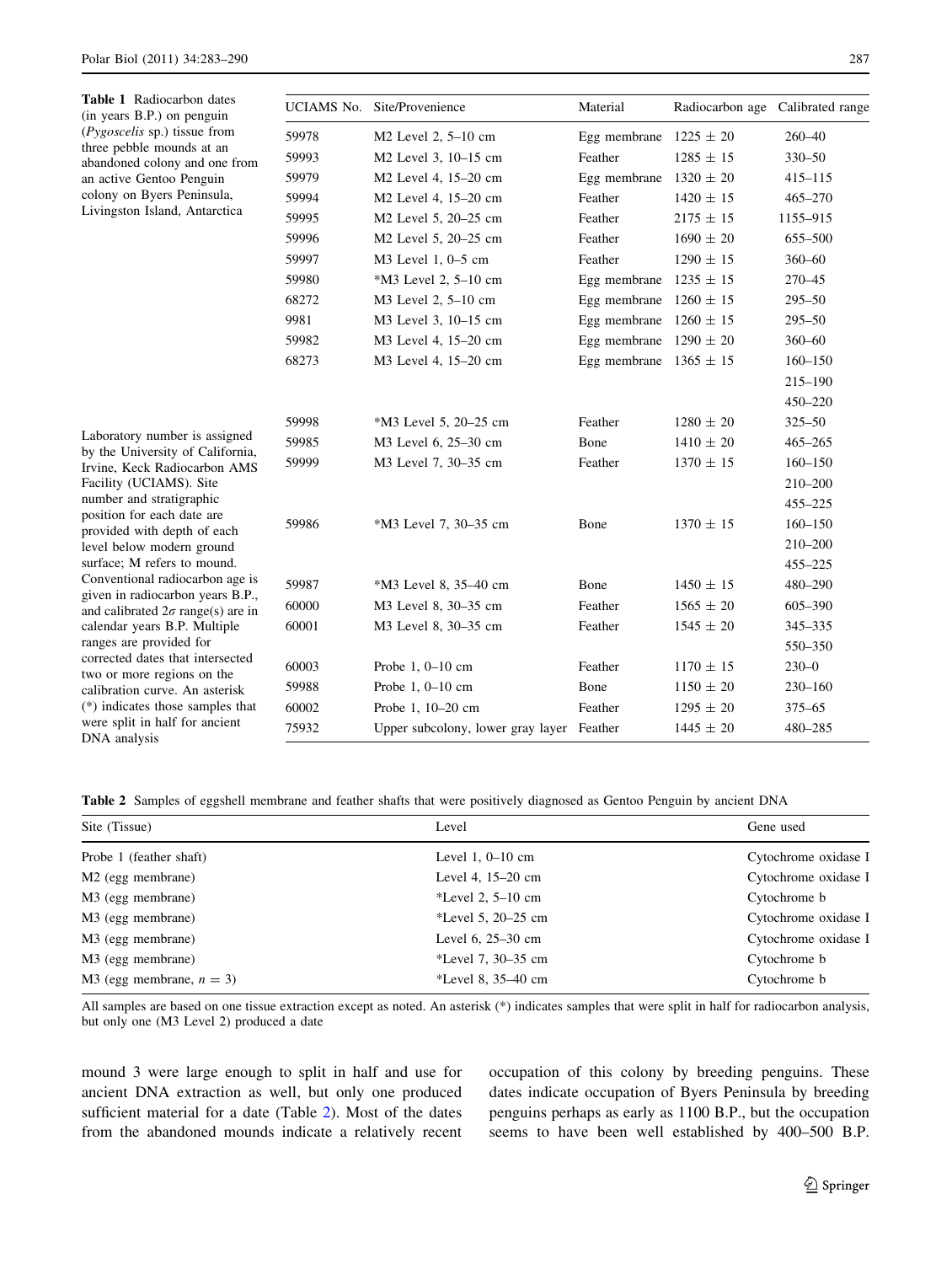**Table 1** Radiocarbon dates (in years B.P.) on penguin (*Pygoscelis* sp.) tissue from three pebble mounds at an abandoned colony and one from an active Gentoo Penguin colony on Byers Peninsula, Livingston Island, Antarctica

| UCIAMS No. | Site/Provenience | Material | Radiocarbon age | Calibrated range |
|---|---|---|---|---|
| 59978 | M2 Level 2, 5–10 cm | Egg membrane | $1225 \pm 20$ | 260–40 |
| 59993 | M2 Level 3, 10–15 cm | Feather | $1285 \pm 15$ | 330–50 |
| 59979 | M2 Level 4, 15–20 cm | Egg membrane | $1320 \pm 20$ | 415–115 |
| 59994 | M2 Level 4, 15–20 cm | Feather | $1420 \pm 15$ | 465–270 |
| 59995 | M2 Level 5, 20–25 cm | Feather | $2175 \pm 15$ | 1155–915 |
| 59996 | M2 Level 5, 20–25 cm | Feather | $1690 \pm 20$ | 655–500 |
| 59997 | M3 Level 1, 0–5 cm | Feather | $1290 \pm 15$ | 360–60 |
| 59980 | *M3 Level 2, 5–10 cm | Egg membrane | $1235 \pm 15$ | 270–45 |
| 68272 | M3 Level 2, 5–10 cm | Egg membrane | $1260 \pm 15$ | 295–50 |
| 9981 | M3 Level 3, 10–15 cm | Egg membrane | $1260 \pm 15$ | 295–50 |
| 59982 | M3 Level 4, 15–20 cm | Egg membrane | $1290 \pm 20$ | 360–60 |
| 68273 | M3 Level 4, 15–20 cm | Egg membrane | $1365 \pm 15$ | 160–150 |
| | | | | 215–190 |
| | | | | 450–220 |
| 59998 | *M3 Level 5, 20–25 cm | Feather | $1280 \pm 20$ | 325–50 |
| 59985 | M3 Level 6, 25–30 cm | Bone | $1410 \pm 20$ | 465–265 |
| 59999 | M3 Level 7, 30–35 cm | Feather | $1370 \pm 15$ | 160–150 |
| | | | | 210–200 |
| | | | | 455–225 |
| 59986 | *M3 Level 7, 30–35 cm | Bone | $1370 \pm 15$ | 160–150 |
| | | | | 210–200 |
| | | | | 455–225 |
| 59987 | *M3 Level 8, 35–40 cm | Bone | $1450 \pm 15$ | 480–290 |
| 60000 | M3 Level 8, 30–35 cm | Feather | $1565 \pm 20$ | 605–390 |
| 60001 | M3 Level 8, 30–35 cm | Feather | $1545 \pm 20$ | 345–335 |
| | | | | 550–350 |
| 60003 | Probe 1, 0–10 cm | Feather | $1170 \pm 15$ | 230–0 |
| 59988 | Probe 1, 0–10 cm | Bone | $1150 \pm 20$ | 230–160 |
| 60002 | Probe 1, 10–20 cm | Feather | $1295 \pm 20$ | 375–65 |
| 75932 | Upper subcolony, lower gray layer | Feather | $1445 \pm 20$ | 480–285 |

Laboratory number is assigned by the University of California, Irvine, Keck Radiocarbon AMS Facility (UCIAMS). Site number and stratigraphic position for each date are provided with depth of each level below modern ground surface; M refers to mound. Conventional radiocarbon age is given in radiocarbon years B.P., and calibrated $2\sigma$ range(s) are in calendar years B.P. Multiple ranges are provided for corrected dates that intersected two or more regions on the calibration curve. An asterisk (*) indicates those samples that were split in half for ancient DNA analysis

**Table 2** Samples of eggshell membrane and feather shafts that were positively diagnosed as Gentoo Penguin by ancient DNA

| Site (Tissue) | Level | Gene used |
|---|---|---|
| Probe 1 (feather shaft) | Level 1, 0–10 cm | Cytochrome oxidase I |
| M2 (egg membrane) | Level 4, 15–20 cm | Cytochrome oxidase I |
| M3 (egg membrane) | *Level 2, 5–10 cm | Cytochrome b |
| M3 (egg membrane) | *Level 5, 20–25 cm | Cytochrome oxidase I |
| M3 (egg membrane) | Level 6, 25–30 cm | Cytochrome oxidase I |
| M3 (egg membrane) | *Level 7, 30–35 cm | Cytochrome b |
| M3 (egg membrane, $n = 3$) | *Level 8, 35–40 cm | Cytochrome b |

All samples are based on one tissue extraction except as noted. An asterisk (*) indicates samples that were split in half for radiocarbon analysis, but only one (M3 Level 2) produced a date

mound 3 were large enough to split in half and use for ancient DNA extraction as well, but only one produced sufficient material for a date (Table 2). Most of the dates from the abandoned mounds indicate a relatively recent occupation of this colony by breeding penguins. These dates indicate occupation of Byers Peninsula by breeding penguins perhaps as early as 1100 B.P., but the occupation seems to have been well established by 400–500 B.P.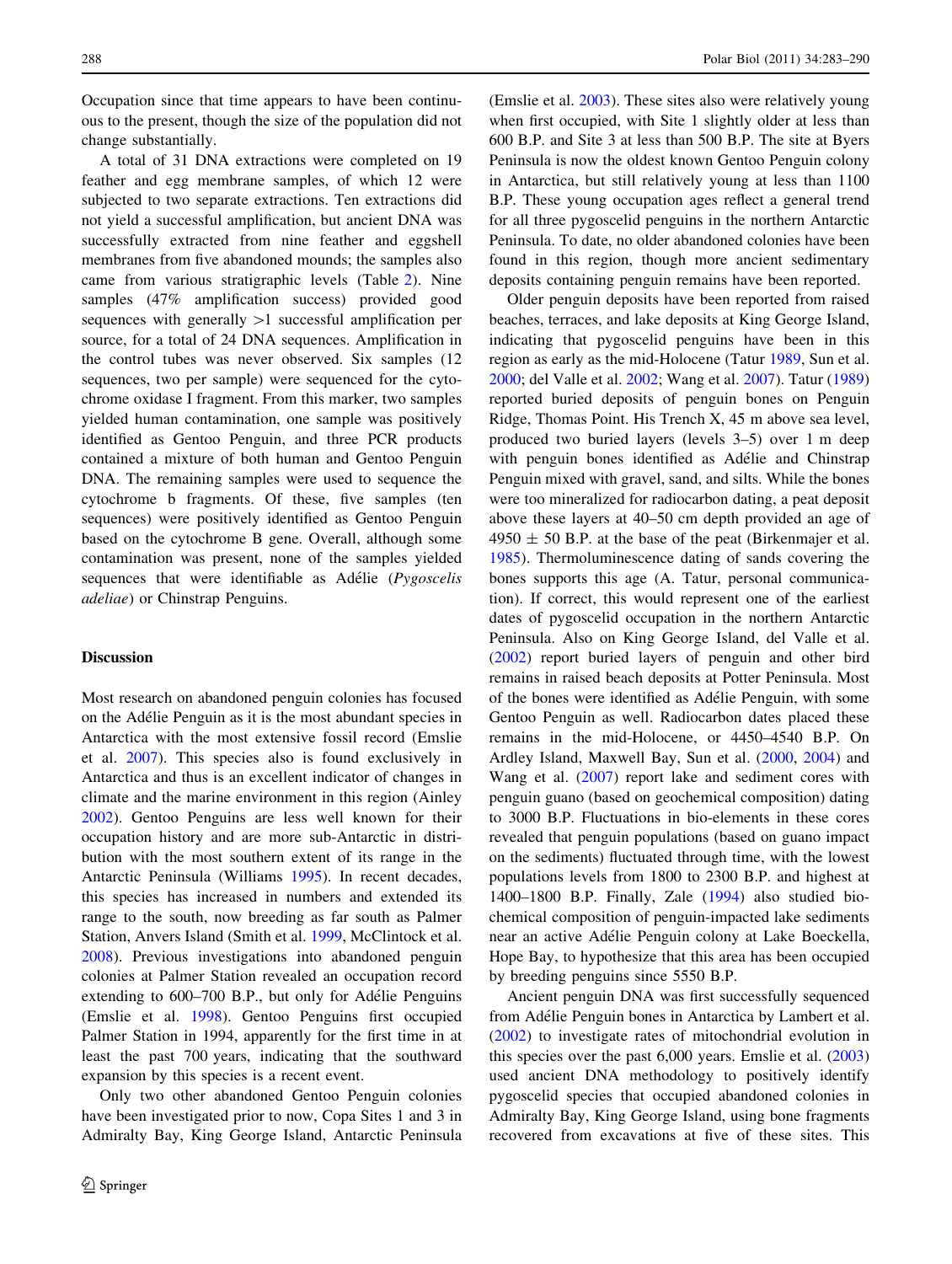Occupation since that time appears to have been continuous to the present, though the size of the population did not change substantially.

A total of 31 DNA extractions were completed on 19 feather and egg membrane samples, of which 12 were subjected to two separate extractions. Ten extractions did not yield a successful amplification, but ancient DNA was successfully extracted from nine feather and eggshell membranes from five abandoned mounds; the samples also came from various stratigraphic levels (Table 2). Nine samples (47% amplification success) provided good sequences with generally >1 successful amplification per source, for a total of 24 DNA sequences. Amplification in the control tubes was never observed. Six samples (12 sequences, two per sample) were sequenced for the cytochrome oxidase I fragment. From this marker, two samples yielded human contamination, one sample was positively identified as Gentoo Penguin, and three PCR products contained a mixture of both human and Gentoo Penguin DNA. The remaining samples were used to sequence the cytochrome b fragments. Of these, five samples (ten sequences) were positively identified as Gentoo Penguin based on the cytochrome B gene. Overall, although some contamination was present, none of the samples yielded sequences that were identifiable as Adélie (*Pygoscelis adeliae*) or Chinstrap Penguins.

## Discussion

Most research on abandoned penguin colonies has focused on the Adélie Penguin as it is the most abundant species in Antarctica with the most extensive fossil record (Emslie et al. 2007). This species also is found exclusively in Antarctica and thus is an excellent indicator of changes in climate and the marine environment in this region (Ainley 2002). Gentoo Penguins are less well known for their occupation history and are more sub-Antarctic in distribution with the most southern extent of its range in the Antarctic Peninsula (Williams 1995). In recent decades, this species has increased in numbers and extended its range to the south, now breeding as far south as Palmer Station, Anvers Island (Smith et al. 1999, McClintock et al. 2008). Previous investigations into abandoned penguin colonies at Palmer Station revealed an occupation record extending to 600–700 B.P., but only for Adélie Penguins (Emslie et al. 1998). Gentoo Penguins first occupied Palmer Station in 1994, apparently for the first time in at least the past 700 years, indicating that the southward expansion by this species is a recent event.

Only two other abandoned Gentoo Penguin colonies have been investigated prior to now, Copa Sites 1 and 3 in Admiralty Bay, King George Island, Antarctic Peninsula (Emslie et al. 2003). These sites also were relatively young when first occupied, with Site 1 slightly older at less than 600 B.P. and Site 3 at less than 500 B.P. The site at Byers Peninsula is now the oldest known Gentoo Penguin colony in Antarctica, but still relatively young at less than 1100 B.P. These young occupation ages reflect a general trend for all three pygoscelid penguins in the northern Antarctic Peninsula. To date, no older abandoned colonies have been found in this region, though more ancient sedimentary deposits containing penguin remains have been reported.

Older penguin deposits have been reported from raised beaches, terraces, and lake deposits at King George Island, indicating that pygoscelid penguins have been in this region as early as the mid-Holocene (Tatur 1989, Sun et al. 2000; del Valle et al. 2002; Wang et al. 2007). Tatur (1989) reported buried deposits of penguin bones on Penguin Ridge, Thomas Point. His Trench X, 45 m above sea level, produced two buried layers (levels 3–5) over 1 m deep with penguin bones identified as Adélie and Chinstrap Penguin mixed with gravel, sand, and silts. While the bones were too mineralized for radiocarbon dating, a peat deposit above these layers at 40–50 cm depth provided an age of $4950 \pm 50$ B.P. at the base of the peat (Birkenmajer et al. 1985). Thermoluminescence dating of sands covering the bones supports this age (A. Tatur, personal communication). If correct, this would represent one of the earliest dates of pygoscelid occupation in the northern Antarctic Peninsula. Also on King George Island, del Valle et al. (2002) report buried layers of penguin and other bird remains in raised beach deposits at Potter Peninsula. Most of the bones were identified as Adélie Penguin, with some Gentoo Penguin as well. Radiocarbon dates placed these remains in the mid-Holocene, or 4450–4540 B.P. On Ardley Island, Maxwell Bay, Sun et al. (2000, 2004) and Wang et al. (2007) report lake and sediment cores with penguin guano (based on geochemical composition) dating to 3000 B.P. Fluctuations in bio-elements in these cores revealed that penguin populations (based on guano impact on the sediments) fluctuated through time, with the lowest populations levels from 1800 to 2300 B.P. and highest at 1400–1800 B.P. Finally, Zale (1994) also studied biochemical composition of penguin-impacted lake sediments near an active Adélie Penguin colony at Lake Boeckella, Hope Bay, to hypothesize that this area has been occupied by breeding penguins since 5550 B.P.

Ancient penguin DNA was first successfully sequenced from Adélie Penguin bones in Antarctica by Lambert et al. (2002) to investigate rates of mitochondrial evolution in this species over the past 6,000 years. Emslie et al. (2003) used ancient DNA methodology to positively identify pygoscelid species that occupied abandoned colonies in Admiralty Bay, King George Island, using bone fragments recovered from excavations at five of these sites. This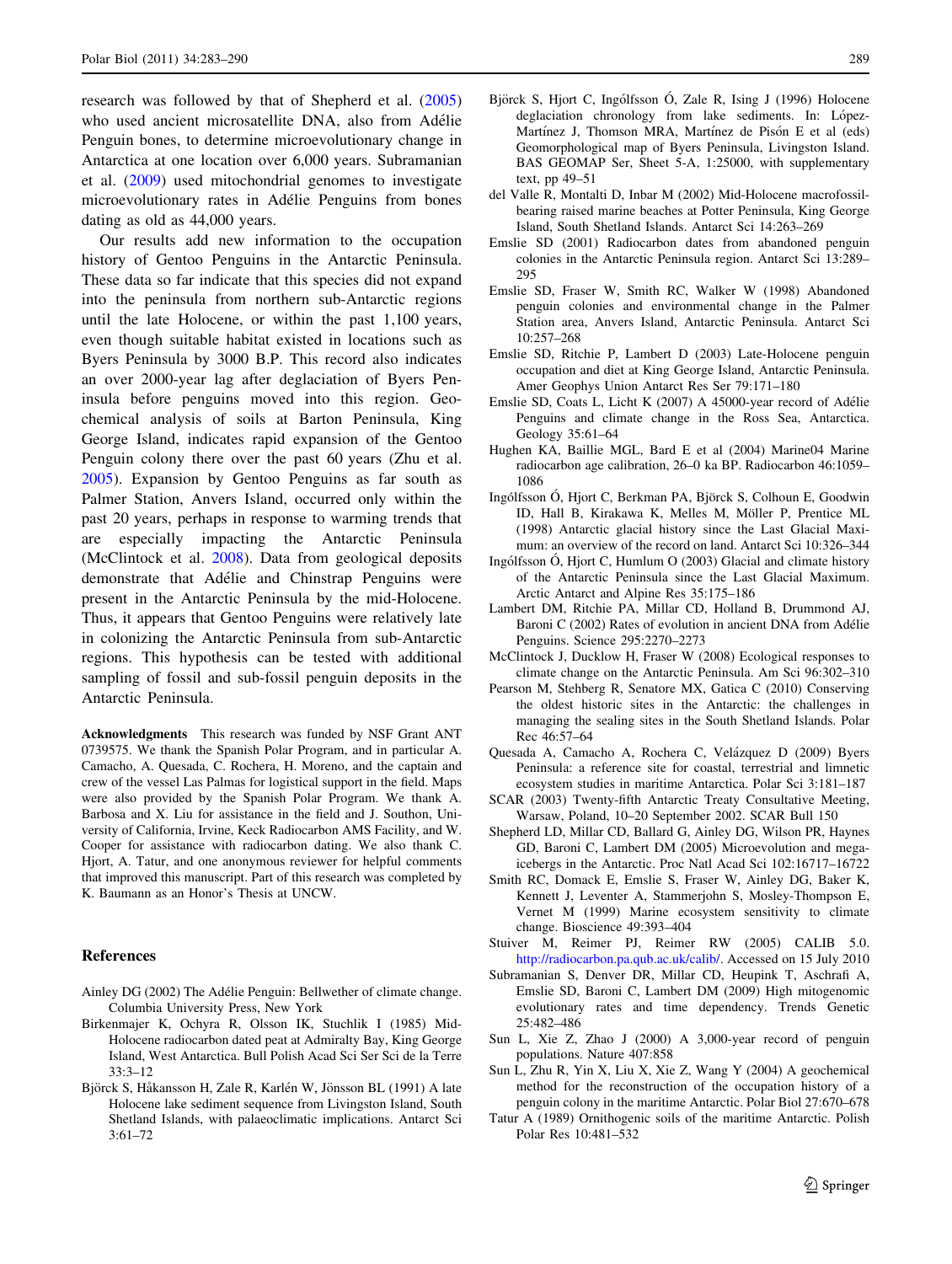research was followed by that of Shepherd et al. (2005) who used ancient microsatellite DNA, also from Adélie Penguin bones, to determine microevolutionary change in Antarctica at one location over 6,000 years. Subramanian et al. (2009) used mitochondrial genomes to investigate microevolutionary rates in Adélie Penguins from bones dating as old as 44,000 years.

Our results add new information to the occupation history of Gentoo Penguins in the Antarctic Peninsula. These data so far indicate that this species did not expand into the peninsula from northern sub-Antarctic regions until the late Holocene, or within the past 1,100 years, even though suitable habitat existed in locations such as Byers Peninsula by 3000 B.P. This record also indicates an over 2000-year lag after deglaciation of Byers Peninsula before penguins moved into this region. Geochemical analysis of soils at Barton Peninsula, King George Island, indicates rapid expansion of the Gentoo Penguin colony there over the past 60 years (Zhu et al. 2005). Expansion by Gentoo Penguins as far south as Palmer Station, Anvers Island, occurred only within the past 20 years, perhaps in response to warming trends that are especially impacting the Antarctic Peninsula (McClintock et al. 2008). Data from geological deposits demonstrate that Adélie and Chinstrap Penguins were present in the Antarctic Peninsula by the mid-Holocene. Thus, it appears that Gentoo Penguins were relatively late in colonizing the Antarctic Peninsula from sub-Antarctic regions. This hypothesis can be tested with additional sampling of fossil and sub-fossil penguin deposits in the Antarctic Peninsula.

**Acknowledgments** This research was funded by NSF Grant ANT 0739575. We thank the Spanish Polar Program, and in particular A. Camacho, A. Quesada, C. Rochera, H. Moreno, and the captain and crew of the vessel Las Palmas for logistical support in the field. Maps were also provided by the Spanish Polar Program. We thank A. Barbosa and X. Liu for assistance in the field and J. Southon, University of California, Irvine, Keck Radiocarbon AMS Facility, and W. Cooper for assistance with radiocarbon dating. We also thank C. Hjort, A. Tatur, and one anonymous reviewer for helpful comments that improved this manuscript. Part of this research was completed by K. Baumann as an Honor's Thesis at UNCW.

## References

Ainley DG (2002) The Adélie Penguin: Bellwether of climate change. Columbia University Press, New York

Birkenmajer K, Ochyra R, Olsson IK, Stuchlik I (1985) Mid-Holocene radiocarbon dated peat at Admiralty Bay, King George Island, West Antarctica. Bull Polish Acad Sci Ser Sci de la Terre 33:3–12

Björck S, Håkansson H, Zale R, Karlén W, Jönsson BL (1991) A late Holocene lake sediment sequence from Livingston Island, South Shetland Islands, with palaeoclimatic implications. Antarct Sci 3:61–72

Björck S, Hjort C, Ingólfsson Ó, Zale R, Ising J (1996) Holocene deglaciation chronology from lake sediments. In: López-Martínez J, Thomson MRA, Martínez de Pisón E et al (eds) Geomorphological map of Byers Peninsula, Livingston Island. BAS GEOMAP Ser, Sheet 5-A, 1:25000, with supplementary text, pp 49–51

del Valle R, Montalti D, Inbar M (2002) Mid-Holocene macrofossil-bearing raised marine beaches at Potter Peninsula, King George Island, South Shetland Islands. Antarct Sci 14:263–269

Emslie SD (2001) Radiocarbon dates from abandoned penguin colonies in the Antarctic Peninsula region. Antarct Sci 13:289–295

Emslie SD, Fraser W, Smith RC, Walker W (1998) Abandoned penguin colonies and environmental change in the Palmer Station area, Anvers Island, Antarctic Peninsula. Antarct Sci 10:257–268

Emslie SD, Ritchie P, Lambert D (2003) Late-Holocene penguin occupation and diet at King George Island, Antarctic Peninsula. Amer Geophys Union Antarct Res Ser 79:171–180

Emslie SD, Coats L, Licht K (2007) A 45000-year record of Adélie Penguins and climate change in the Ross Sea, Antarctica. Geology 35:61–64

Hughen KA, Baillie MGL, Bard E et al (2004) Marine04 Marine radiocarbon age calibration, 26–0 ka BP. Radiocarbon 46:1059–1086

Ingólfsson Ó, Hjort C, Berkman PA, Björck S, Colhoun E, Goodwin ID, Hall B, Kirakawa K, Melles M, Möller P, Prentice ML (1998) Antarctic glacial history since the Last Glacial Maximum: an overview of the record on land. Antarct Sci 10:326–344

Ingólfsson Ó, Hjort C, Humlum O (2003) Glacial and climate history of the Antarctic Peninsula since the Last Glacial Maximum. Arctic Antarct and Alpine Res 35:175–186

Lambert DM, Ritchie PA, Millar CD, Holland B, Drummond AJ, Baroni C (2002) Rates of evolution in ancient DNA from Adélie Penguins. Science 295:2270–2273

McClintock J, Ducklow H, Fraser W (2008) Ecological responses to climate change on the Antarctic Peninsula. Am Sci 96:302–310

Pearson M, Stehberg R, Senatore MX, Gatica C (2010) Conserving the oldest historic sites in the Antarctic: the challenges in managing the sealing sites in the South Shetland Islands. Polar Rec 46:57–64

Quesada A, Camacho A, Rochera C, Velázquez D (2009) Byers Peninsula: a reference site for coastal, terrestrial and limnetic ecosystem studies in maritime Antarctica. Polar Sci 3:181–187

SCAR (2003) Twenty-fifth Antarctic Treaty Consultative Meeting, Warsaw, Poland, 10–20 September 2002. SCAR Bull 150

Shepherd LD, Millar CD, Ballard G, Ainley DG, Wilson PR, Haynes GD, Baroni C, Lambert DM (2005) Microevolution and mega-icebergs in the Antarctic. Proc Natl Acad Sci 102:16717–16722

Smith RC, Domack E, Emslie S, Fraser W, Ainley DG, Baker K, Kennett J, Leventer A, Stammerjohn S, Mosley-Thompson E, Vernet M (1999) Marine ecosystem sensitivity to climate change. Bioscience 49:393–404

Stuiver M, Reimer PJ, Reimer RW (2005) CALIB 5.0. http://radiocarbon.pa.qub.ac.uk/calib/. Accessed on 15 July 2010

Subramanian S, Denver DR, Millar CD, Heupink T, Aschrafi A, Emslie SD, Baroni C, Lambert DM (2009) High mitogenomic evolutionary rates and time dependency. Trends Genetic 25:482–486

Sun L, Xie Z, Zhao J (2000) A 3,000-year record of penguin populations. Nature 407:858

Sun L, Zhu R, Yin X, Liu X, Xie Z, Wang Y (2004) A geochemical method for the reconstruction of the occupation history of a penguin colony in the maritime Antarctic. Polar Biol 27:670–678

Tatur A (1989) Ornithogenic soils of the maritime Antarctic. Polish Polar Res 10:481–532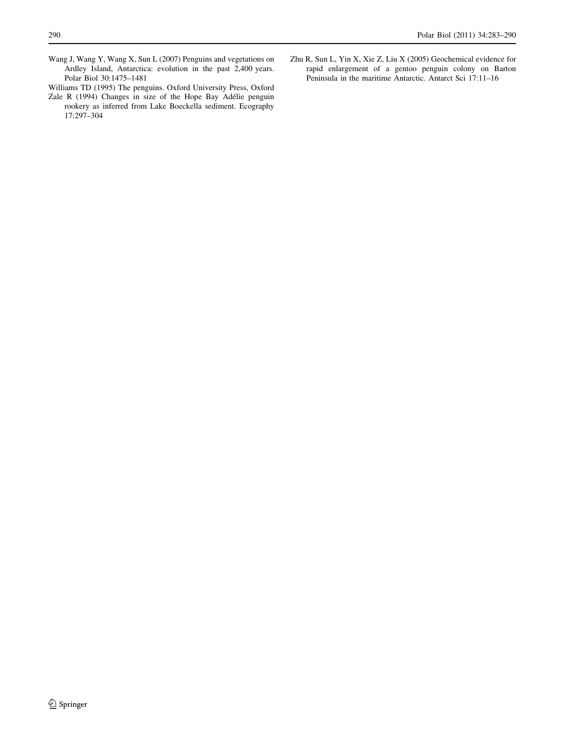Wang J, Wang Y, Wang X, Sun L (2007) Penguins and vegetations on Ardley Island, Antarctica: evolution in the past 2,400 years. Polar Biol 30:1475–1481

Williams TD (1995) The penguins. Oxford University Press, Oxford

Zale R (1994) Changes in size of the Hope Bay Adélie penguin rookery as inferred from Lake Boeckella sediment. Ecography 17:297–304

Zhu R, Sun L, Yin X, Xie Z, Liu X (2005) Geochemical evidence for rapid enlargement of a gentoo penguin colony on Barton Peninsula in the maritime Antarctic. Antarct Sci 17:11–16